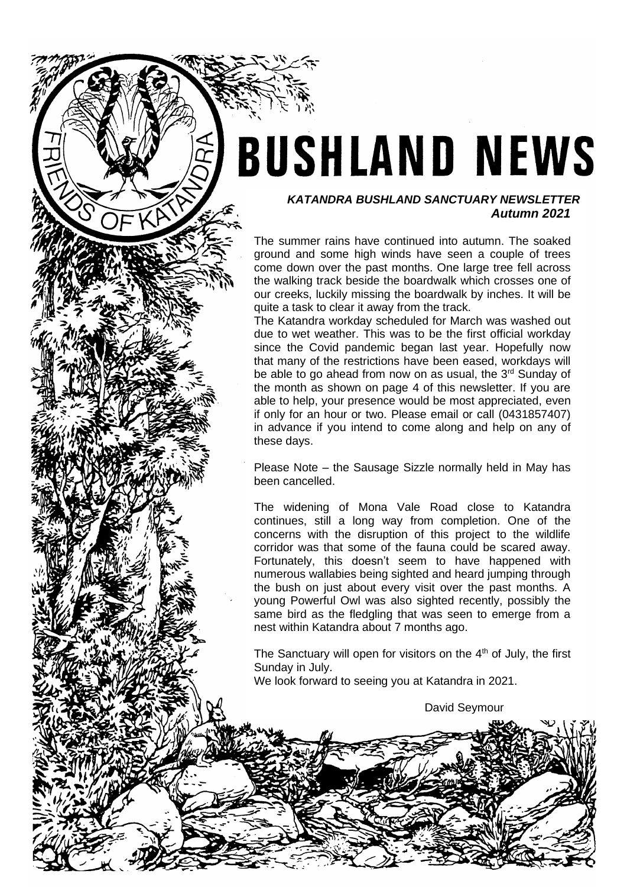# BUSHLAND NEWS

***KATANDRA BUSHLAND SANCTUARY NEWSLETTER***
***Autumn 2021***

The summer rains have continued into autumn. The soaked ground and some high winds have seen a couple of trees come down over the past months. One large tree fell across the walking track beside the boardwalk which crosses one of our creeks, luckily missing the boardwalk by inches. It will be quite a task to clear it away from the track.

The Katandra workday scheduled for March was washed out due to wet weather. This was to be the first official workday since the Covid pandemic began last year. Hopefully now that many of the restrictions have been eased, workdays will be able to go ahead from now on as usual, the 3rd Sunday of the month as shown on page 4 of this newsletter. If you are able to help, your presence would be most appreciated, even if only for an hour or two. Please email or call (0431857407) in advance if you intend to come along and help on any of these days.

Please Note – the Sausage Sizzle normally held in May has been cancelled.

The widening of Mona Vale Road close to Katandra continues, still a long way from completion. One of the concerns with the disruption of this project to the wildlife corridor was that some of the fauna could be scared away. Fortunately, this doesn't seem to have happened with numerous wallabies being sighted and heard jumping through the bush on just about every visit over the past months. A young Powerful Owl was also sighted recently, possibly the same bird as the fledgling that was seen to emerge from a nest within Katandra about 7 months ago.

The Sanctuary will open for visitors on the 4th of July, the first Sunday in July.
We look forward to seeing you at Katandra in 2021.

David Seymour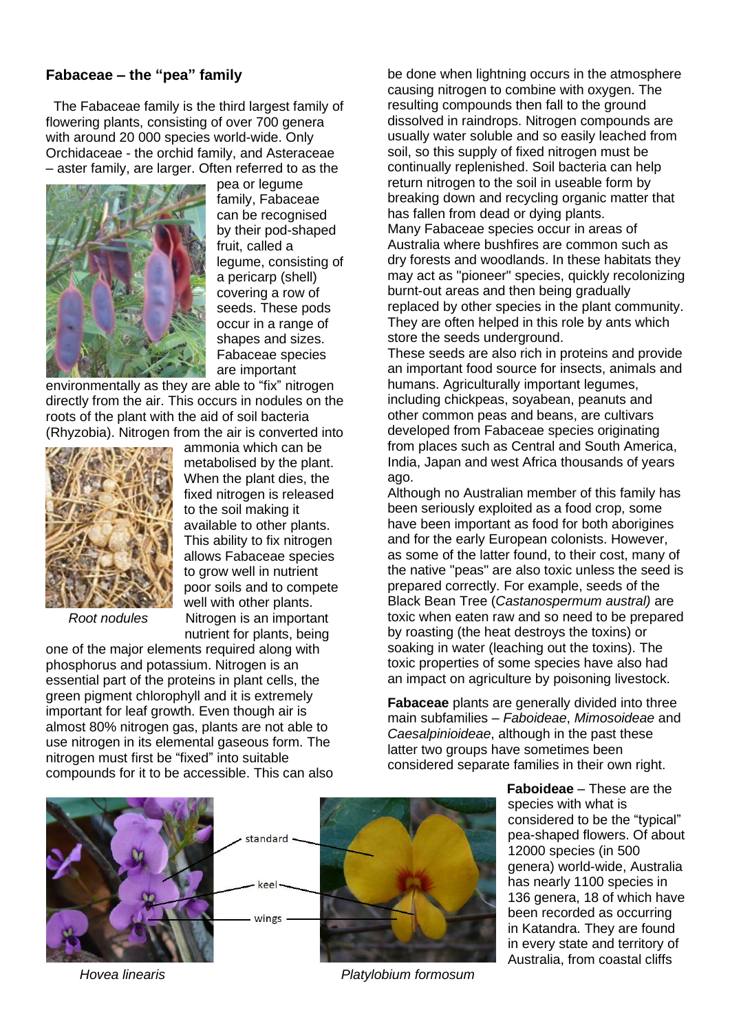## Fabaceae – the "pea" family

The Fabaceae family is the third largest family of flowering plants, consisting of over 700 genera with around 20 000 species world-wide. Only Orchidaceae - the orchid family, and Asteraceae – aster family, are larger. Often referred to as the pea or legume family, Fabaceae can be recognised by their pod-shaped fruit, called a legume, consisting of a pericarp (shell) covering a row of seeds. These pods occur in a range of shapes and sizes. Fabaceae species are important environmentally as they are able to "fix" nitrogen directly from the air. This occurs in nodules on the roots of the plant with the aid of soil bacteria (Rhyzobia). Nitrogen from the air is converted into ammonia which can be metabolised by the plant. When the plant dies, the fixed nitrogen is released to the soil making it available to other plants. This ability to fix nitrogen allows Fabaceae species to grow well in nutrient poor soils and to compete well with other plants.

*Root nodules*

Nitrogen is an important nutrient for plants, being one of the major elements required along with phosphorus and potassium. Nitrogen is an essential part of the proteins in plant cells, the green pigment chlorophyll and it is extremely important for leaf growth. Even though air is almost 80% nitrogen gas, plants are not able to use nitrogen in its elemental gaseous form. The nitrogen must first be "fixed" into suitable compounds for it to be accessible. This can also be done when lightning occurs in the atmosphere causing nitrogen to combine with oxygen. The resulting compounds then fall to the ground dissolved in raindrops. Nitrogen compounds are usually water soluble and so easily leached from soil, so this supply of fixed nitrogen must be continually replenished. Soil bacteria can help return nitrogen to the soil in useable form by breaking down and recycling organic matter that has fallen from dead or dying plants.

Many Fabaceae species occur in areas of Australia where bushfires are common such as dry forests and woodlands. In these habitats they may act as "pioneer" species, quickly recolonizing burnt-out areas and then being gradually replaced by other species in the plant community. They are often helped in this role by ants which store the seeds underground.

These seeds are also rich in proteins and provide an important food source for insects, animals and humans. Agriculturally important legumes, including chickpeas, soyabean, peanuts and other common peas and beans, are cultivars developed from Fabaceae species originating from places such as Central and South America, India, Japan and west Africa thousands of years ago.

Although no Australian member of this family has been seriously exploited as a food crop, some have been important as food for both aborigines and for the early European colonists. However, as some of the latter found, to their cost, many of the native "peas" are also toxic unless the seed is prepared correctly. For example, seeds of the Black Bean Tree (*Castanospermum austral)* are toxic when eaten raw and so need to be prepared by roasting (the heat destroys the toxins) or soaking in water (leaching out the toxins). The toxic properties of some species have also had an impact on agriculture by poisoning livestock.

**Fabaceae** plants are generally divided into three main subfamilies – *Faboideae*, *Mimosoideae* and *Caesalpinioideae*, although in the past these latter two groups have sometimes been considered separate families in their own right.

standard

keel

wings

*Hovea linearis*

*Platylobium formosum*

**Faboideae** – These are the species with what is considered to be the "typical" pea-shaped flowers. Of about 12000 species (in 500 genera) world-wide, Australia has nearly 1100 species in 136 genera, 18 of which have been recorded as occurring in Katandra. They are found in every state and territory of Australia, from coastal cliffs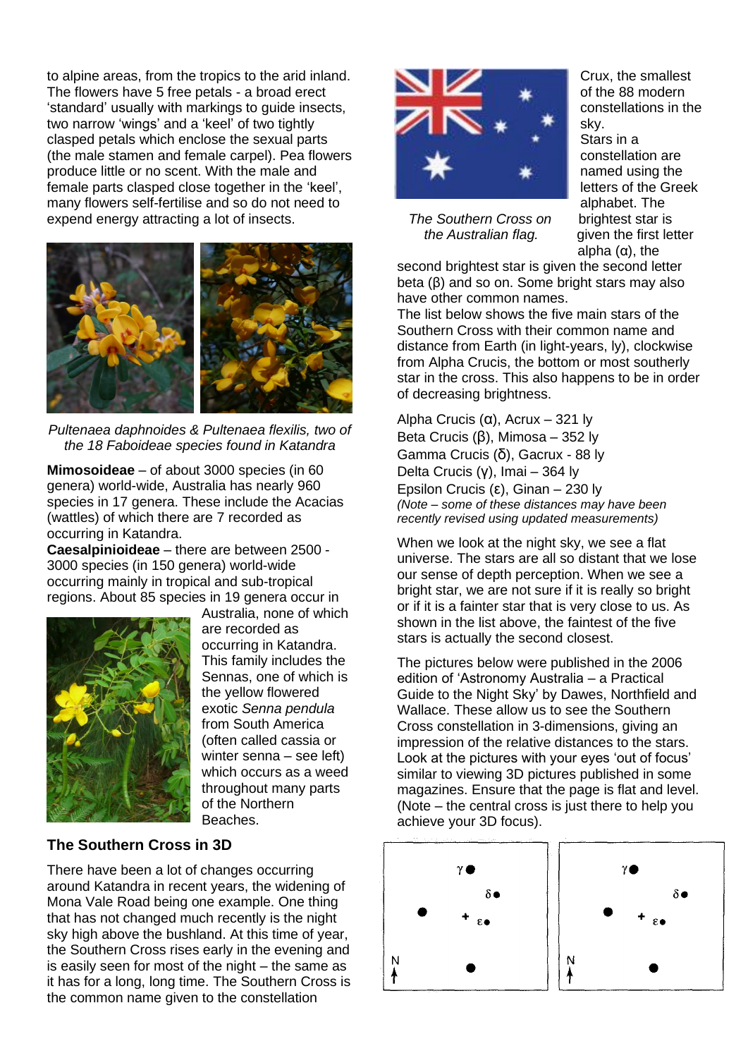to alpine areas, from the tropics to the arid inland. The flowers have 5 free petals - a broad erect 'standard' usually with markings to guide insects, two narrow 'wings' and a 'keel' of two tightly clasped petals which enclose the sexual parts (the male stamen and female carpel). Pea flowers produce little or no scent. With the male and female parts clasped close together in the 'keel', many flowers self-fertilise and so do not need to expend energy attracting a lot of insects.

*Pultenaea daphnoides & Pultenaea flexilis, two of the 18 Faboideae species found in Katandra*

**Mimosoideae** – of about 3000 species (in 60 genera) world-wide, Australia has nearly 960 species in 17 genera. These include the Acacias (wattles) of which there are 7 recorded as occurring in Katandra.

**Caesalpinioideae** – there are between 2500 - 3000 species (in 150 genera) world-wide occurring mainly in tropical and sub-tropical regions. About 85 species in 19 genera occur in Australia, none of which are recorded as occurring in Katandra. This family includes the Sennas, one of which is the yellow flowered exotic *Senna pendula* from South America (often called cassia or winter senna – see left) which occurs as a weed throughout many parts of the Northern Beaches.

## The Southern Cross in 3D

There have been a lot of changes occurring around Katandra in recent years, the widening of Mona Vale Road being one example. One thing that has not changed much recently is the night sky high above the bushland. At this time of year, the Southern Cross rises early in the evening and is easily seen for most of the night – the same as it has for a long, long time. The Southern Cross is the common name given to the constellation Crux, the smallest of the 88 modern constellations in the sky.

*The Southern Cross on the Australian flag.*

Stars in a constellation are named using the letters of the Greek alphabet. The brightest star is given the first letter alpha (α), the second brightest star is given the second letter beta (β) and so on. Some bright stars may also have other common names.

The list below shows the five main stars of the Southern Cross with their common name and distance from Earth (in light-years, ly), clockwise from Alpha Crucis, the bottom or most southerly star in the cross. This also happens to be in order of decreasing brightness.

Alpha Crucis (α), Acrux – 321 ly
Beta Crucis (β), Mimosa – 352 ly
Gamma Crucis (δ), Gacrux - 88 ly
Delta Crucis (γ), Imai – 364 ly
Epsilon Crucis (ε), Ginan – 230 ly
*(Note – some of these distances may have been recently revised using updated measurements)*

When we look at the night sky, we see a flat universe. The stars are all so distant that we lose our sense of depth perception. When we see a bright star, we are not sure if it is really so bright or if it is a fainter star that is very close to us. As shown in the list above, the faintest of the five stars is actually the second closest.

The pictures below were published in the 2006 edition of 'Astronomy Australia – a Practical Guide to the Night Sky' by Dawes, Northfield and Wallace. These allow us to see the Southern Cross constellation in 3-dimensions, giving an impression of the relative distances to the stars. Look at the pictures with your eyes 'out of focus' similar to viewing 3D pictures published in some magazines. Ensure that the page is flat and level. (Note – the central cross is just there to help you achieve your 3D focus).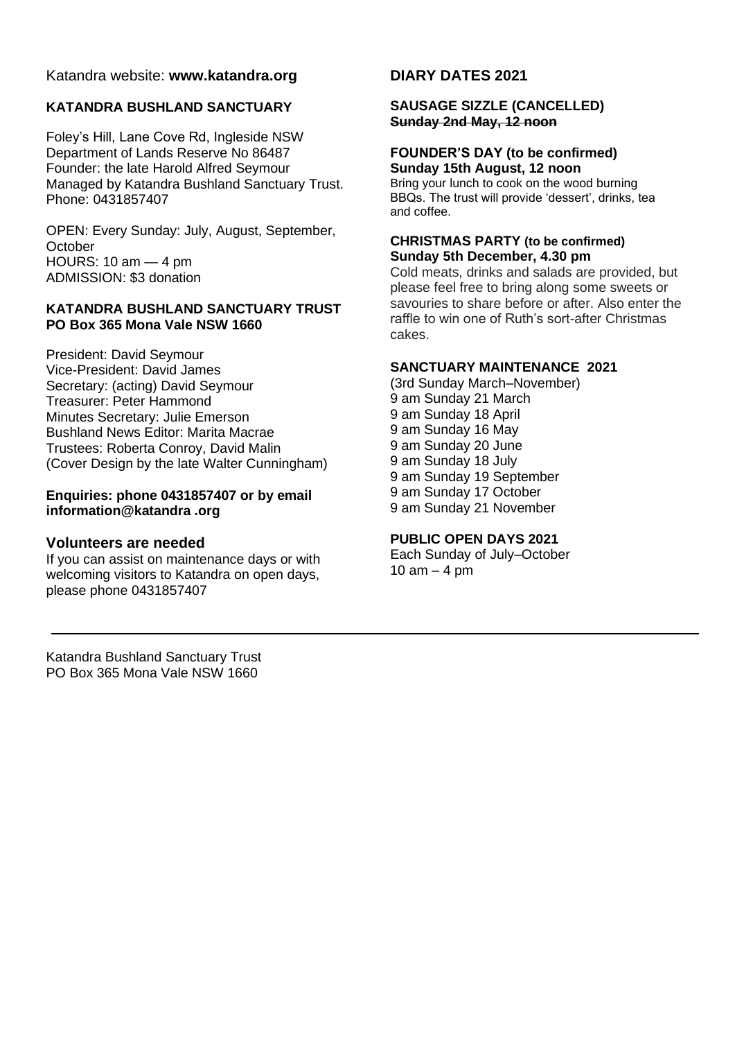Katandra website: **www.katandra.org**

### KATANDRA BUSHLAND SANCTUARY

Foley's Hill, Lane Cove Rd, Ingleside NSW
Department of Lands Reserve No 86487
Founder: the late Harold Alfred Seymour
Managed by Katandra Bushland Sanctuary Trust.
Phone: 0431857407

OPEN: Every Sunday: July, August, September, October
HOURS: 10 am — 4 pm
ADMISSION: $3 donation

### KATANDRA BUSHLAND SANCTUARY TRUST
**PO Box 365 Mona Vale NSW 1660**

President: David Seymour
Vice-President: David James
Secretary: (acting) David Seymour
Treasurer: Peter Hammond
Minutes Secretary: Julie Emerson
Bushland News Editor: Marita Macrae
Trustees: Roberta Conroy, David Malin
(Cover Design by the late Walter Cunningham)

**Enquiries: phone 0431857407 or by email information@katandra .org**

### Volunteers are needed

If you can assist on maintenance days or with welcoming visitors to Katandra on open days, please phone 0431857407

## DIARY DATES 2021

**SAUSAGE SIZZLE (CANCELLED)**
~~**Sunday 2nd May, 12 noon**~~

**FOUNDER'S DAY (to be confirmed)**
**Sunday 15th August, 12 noon**
Bring your lunch to cook on the wood burning BBQs. The trust will provide 'dessert', drinks, tea and coffee.

**CHRISTMAS PARTY (to be confirmed)**
**Sunday 5th December, 4.30 pm**
Cold meats, drinks and salads are provided, but please feel free to bring along some sweets or savouries to share before or after. Also enter the raffle to win one of Ruth's sort-after Christmas cakes.

**SANCTUARY MAINTENANCE 2021**
(3rd Sunday March–November)
9 am Sunday 21 March
9 am Sunday 18 April
9 am Sunday 16 May
9 am Sunday 20 June
9 am Sunday 18 July
9 am Sunday 19 September
9 am Sunday 17 October
9 am Sunday 21 November

**PUBLIC OPEN DAYS 2021**
Each Sunday of July–October
10 am – 4 pm

---

Katandra Bushland Sanctuary Trust
PO Box 365 Mona Vale NSW 1660